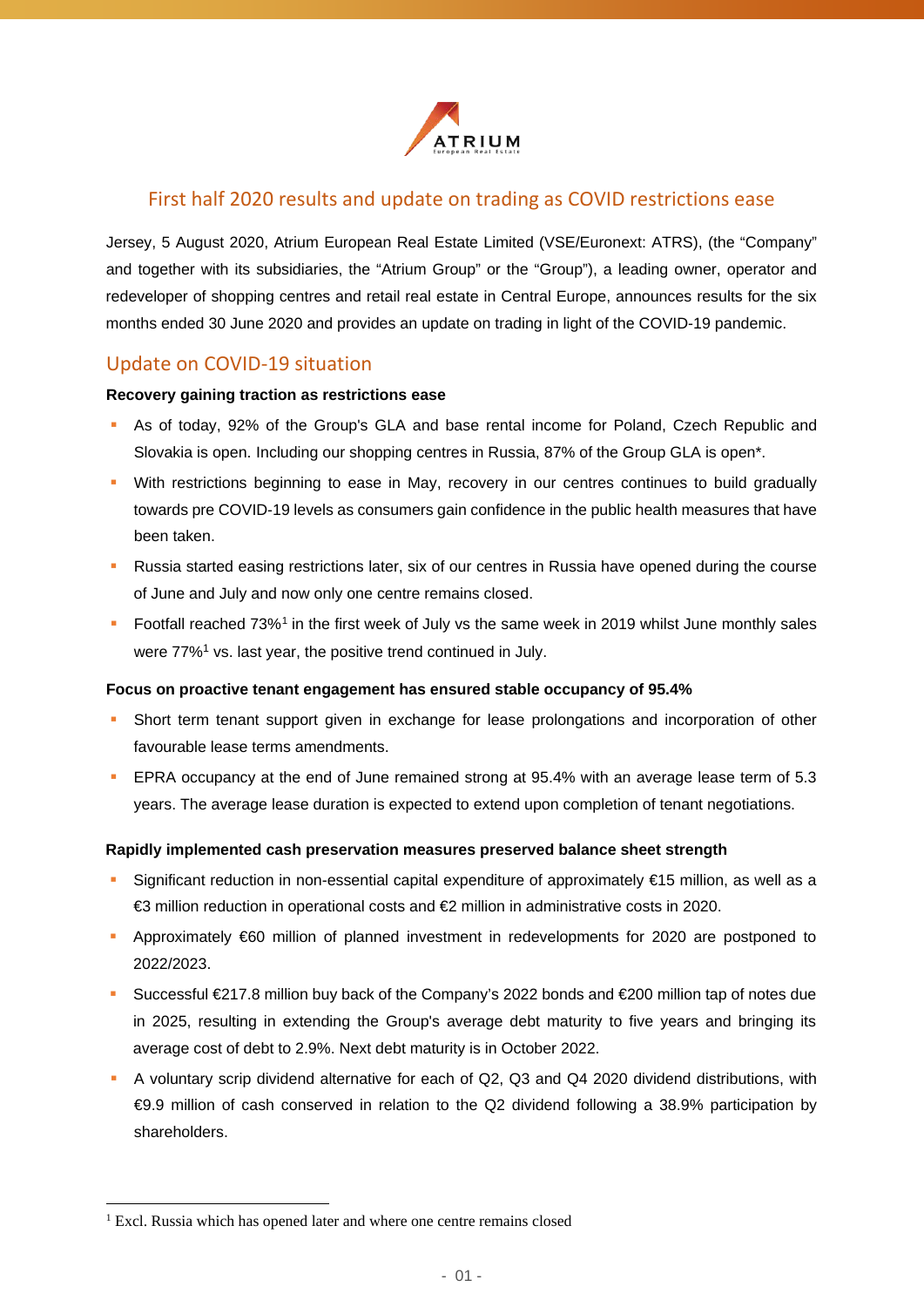# First half 2020 results and update on trading as COVID restrictions ease

Jersey, 5 August 2020, Atrium European Real Estate Limited (VSE/Euronext: ATRS), (the "Company" and together with its subsidiaries, the "Atrium Group" or the "Group"), a leading owner, operator and redeveloper of shopping centres and retail real estate in Central Europe, announces results for the six months ended 30 June 2020 and provides an update on trading in light of the COVID-19 pandemic.

## Update on COVID-19 situation

**Recovery gaining traction as restrictions ease**

- As of today, 92% of the Group's GLA and base rental income for Poland, Czech Republic and Slovakia is open. Including our shopping centres in Russia, 87% of the Group GLA is open*.
- With restrictions beginning to ease in May, recovery in our centres continues to build gradually towards pre COVID-19 levels as consumers gain confidence in the public health measures that have been taken.
- Russia started easing restrictions later, six of our centres in Russia have opened during the course of June and July and now only one centre remains closed.
- Footfall reached 73%[1] in the first week of July vs the same week in 2019 whilst June monthly sales were 77%[1] vs. last year, the positive trend continued in July.

**Focus on proactive tenant engagement has ensured stable occupancy of 95.4%**

- Short term tenant support given in exchange for lease prolongations and incorporation of other favourable lease terms amendments.
- EPRA occupancy at the end of June remained strong at 95.4% with an average lease term of 5.3 years. The average lease duration is expected to extend upon completion of tenant negotiations.

**Rapidly implemented cash preservation measures preserved balance sheet strength**

- Significant reduction in non-essential capital expenditure of approximately €15 million, as well as a €3 million reduction in operational costs and €2 million in administrative costs in 2020.
- Approximately €60 million of planned investment in redevelopments for 2020 are postponed to 2022/2023.
- Successful €217.8 million buy back of the Company's 2022 bonds and €200 million tap of notes due in 2025, resulting in extending the Group's average debt maturity to five years and bringing its average cost of debt to 2.9%. Next debt maturity is in October 2022.
- A voluntary scrip dividend alternative for each of Q2, Q3 and Q4 2020 dividend distributions, with €9.9 million of cash conserved in relation to the Q2 dividend following a 38.9% participation by shareholders.

---

[1] Excl. Russia which has opened later and where one centre remains closed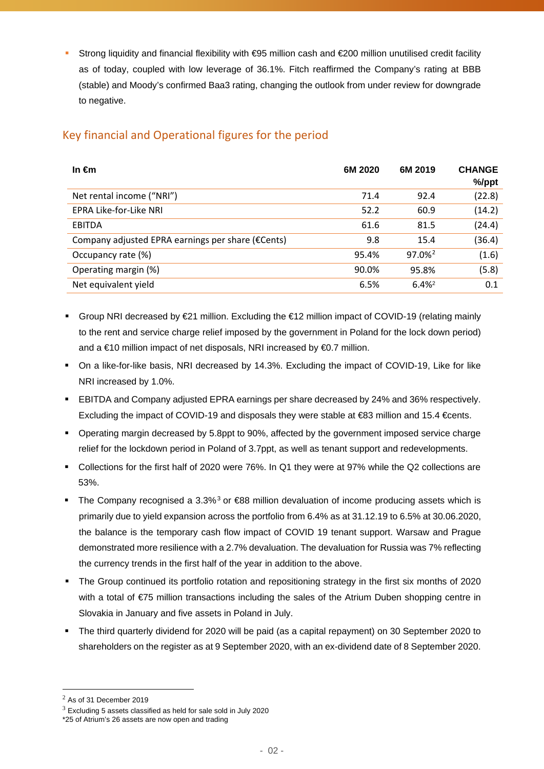- Strong liquidity and financial flexibility with €95 million cash and €200 million unutilised credit facility as of today, coupled with low leverage of 36.1%. Fitch reaffirmed the Company's rating at BBB (stable) and Moody's confirmed Baa3 rating, changing the outlook from under review for downgrade to negative.

## Key financial and Operational figures for the period

| In €m | 6M 2020 | 6M 2019 | CHANGE %/ppt |
|---|---|---|---|
| Net rental income ("NRI") | 71.4 | 92.4 | (22.8) |
| EPRA Like-for-Like NRI | 52.2 | 60.9 | (14.2) |
| EBITDA | 61.6 | 81.5 | (24.4) |
| Company adjusted EPRA earnings per share (€Cents) | 9.8 | 15.4 | (36.4) |
| Occupancy rate (%) | 95.4% | 97.0%[2] | (1.6) |
| Operating margin (%) | 90.0% | 95.8% | (5.8) |
| Net equivalent yield | 6.5% | 6.4%[2] | 0.1 |

- Group NRI decreased by €21 million. Excluding the €12 million impact of COVID-19 (relating mainly to the rent and service charge relief imposed by the government in Poland for the lock down period) and a €10 million impact of net disposals, NRI increased by €0.7 million.
- On a like-for-like basis, NRI decreased by 14.3%. Excluding the impact of COVID-19, Like for like NRI increased by 1.0%.
- EBITDA and Company adjusted EPRA earnings per share decreased by 24% and 36% respectively. Excluding the impact of COVID-19 and disposals they were stable at €83 million and 15.4 €cents.
- Operating margin decreased by 5.8ppt to 90%, affected by the government imposed service charge relief for the lockdown period in Poland of 3.7ppt, as well as tenant support and redevelopments.
- Collections for the first half of 2020 were 76%. In Q1 they were at 97% while the Q2 collections are 53%.
- The Company recognised a 3.3%[3] or €88 million devaluation of income producing assets which is primarily due to yield expansion across the portfolio from 6.4% as at 31.12.19 to 6.5% at 30.06.2020, the balance is the temporary cash flow impact of COVID 19 tenant support. Warsaw and Prague demonstrated more resilience with a 2.7% devaluation. The devaluation for Russia was 7% reflecting the currency trends in the first half of the year in addition to the above.
- The Group continued its portfolio rotation and repositioning strategy in the first six months of 2020 with a total of €75 million transactions including the sales of the Atrium Duben shopping centre in Slovakia in January and five assets in Poland in July.
- The third quarterly dividend for 2020 will be paid (as a capital repayment) on 30 September 2020 to shareholders on the register as at 9 September 2020, with an ex-dividend date of 8 September 2020.

---

[2] As of 31 December 2019

[3] Excluding 5 assets classified as held for sale sold in July 2020

*25 of Atrium's 26 assets are now open and trading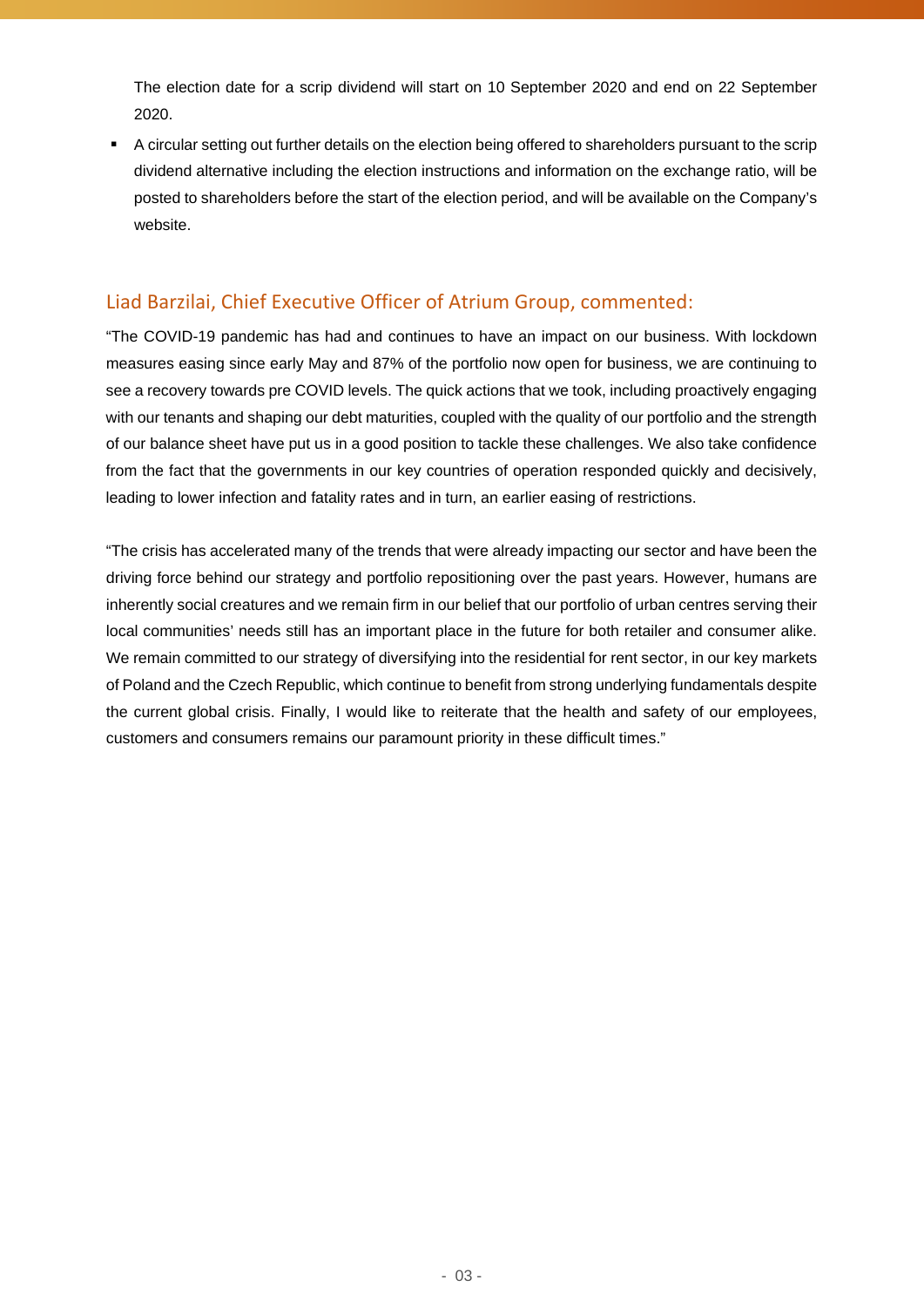The election date for a scrip dividend will start on 10 September 2020 and end on 22 September 2020.

- A circular setting out further details on the election being offered to shareholders pursuant to the scrip dividend alternative including the election instructions and information on the exchange ratio, will be posted to shareholders before the start of the election period, and will be available on the Company's website.

## Liad Barzilai, Chief Executive Officer of Atrium Group, commented:

"The COVID-19 pandemic has had and continues to have an impact on our business. With lockdown measures easing since early May and 87% of the portfolio now open for business, we are continuing to see a recovery towards pre COVID levels. The quick actions that we took, including proactively engaging with our tenants and shaping our debt maturities, coupled with the quality of our portfolio and the strength of our balance sheet have put us in a good position to tackle these challenges. We also take confidence from the fact that the governments in our key countries of operation responded quickly and decisively, leading to lower infection and fatality rates and in turn, an earlier easing of restrictions.

"The crisis has accelerated many of the trends that were already impacting our sector and have been the driving force behind our strategy and portfolio repositioning over the past years. However, humans are inherently social creatures and we remain firm in our belief that our portfolio of urban centres serving their local communities' needs still has an important place in the future for both retailer and consumer alike. We remain committed to our strategy of diversifying into the residential for rent sector, in our key markets of Poland and the Czech Republic, which continue to benefit from strong underlying fundamentals despite the current global crisis. Finally, I would like to reiterate that the health and safety of our employees, customers and consumers remains our paramount priority in these difficult times."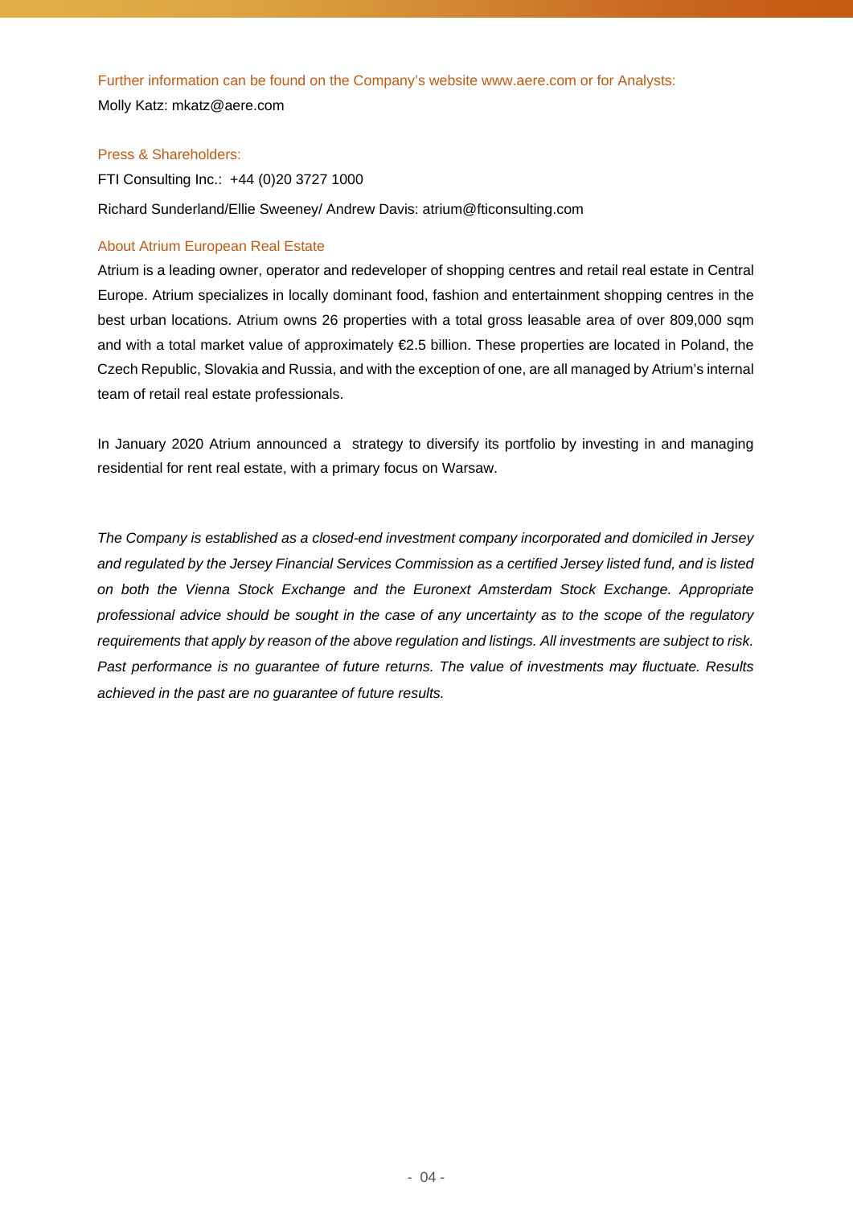Further information can be found on the Company's website www.aere.com or for Analysts:

Molly Katz: mkatz@aere.com

Press & Shareholders:

FTI Consulting Inc.:  +44 (0)20 3727 1000

Richard Sunderland/Ellie Sweeney/ Andrew Davis: atrium@fticonsulting.com

## About Atrium European Real Estate

Atrium is a leading owner, operator and redeveloper of shopping centres and retail real estate in Central Europe. Atrium specializes in locally dominant food, fashion and entertainment shopping centres in the best urban locations. Atrium owns 26 properties with a total gross leasable area of over 809,000 sqm and with a total market value of approximately €2.5 billion. These properties are located in Poland, the Czech Republic, Slovakia and Russia, and with the exception of one, are all managed by Atrium's internal team of retail real estate professionals.

In January 2020 Atrium announced a  strategy to diversify its portfolio by investing in and managing residential for rent real estate, with a primary focus on Warsaw.

*The Company is established as a closed-end investment company incorporated and domiciled in Jersey and regulated by the Jersey Financial Services Commission as a certified Jersey listed fund, and is listed on both the Vienna Stock Exchange and the Euronext Amsterdam Stock Exchange. Appropriate professional advice should be sought in the case of any uncertainty as to the scope of the regulatory requirements that apply by reason of the above regulation and listings. All investments are subject to risk. Past performance is no guarantee of future returns. The value of investments may fluctuate. Results achieved in the past are no guarantee of future results.*